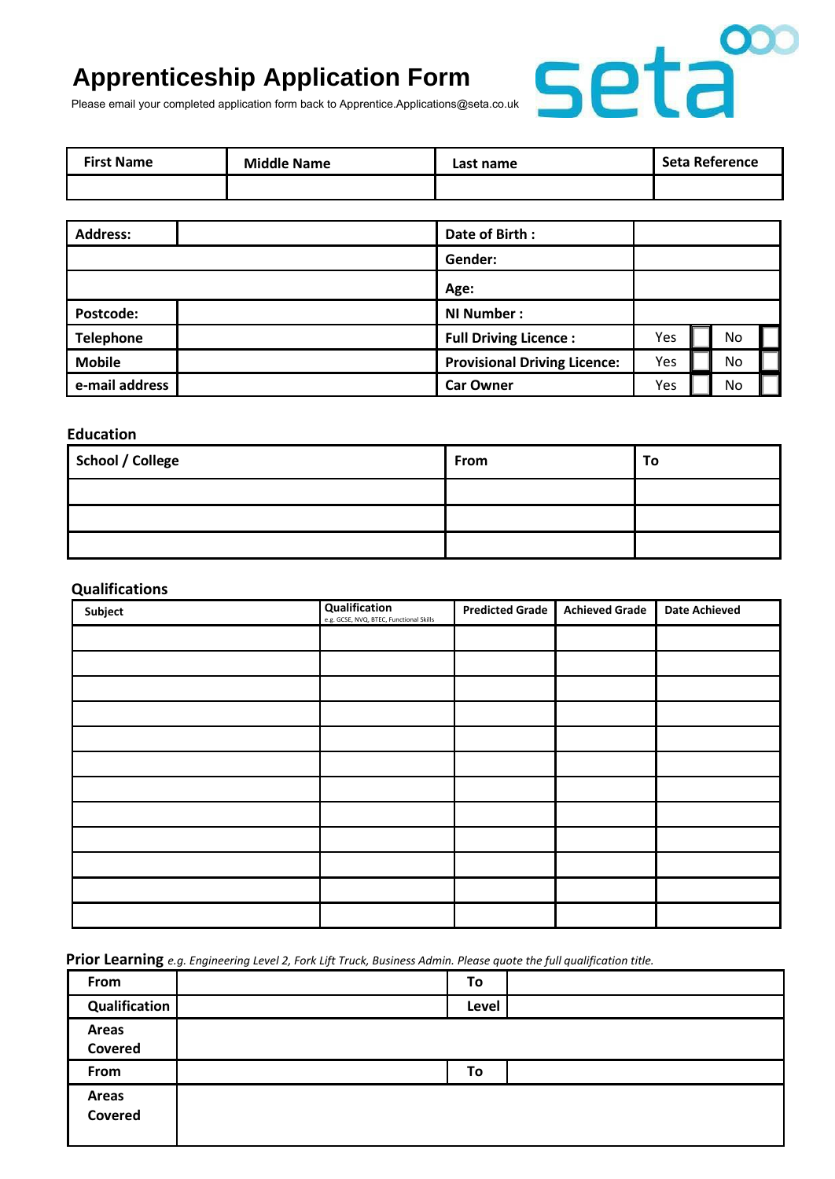# Apprenticeship Application Form

Please email your completed application form back to Apprentice.Applications@seta.co.uk

seta

| First Name | Middle Name | Last name | Seta Reference |
|---|---|---|---|
| | | | |

| | | | | | | |
|---|---|---|---|---|---|---|
| **Address:** | | **Date of Birth :** | | | | |
| | | **Gender:** | | | | |
| | | **Age:** | | | | |
| **Postcode:** | | **NI Number :** | | | | |
| **Telephone** | | **Full Driving Licence :** | Yes | ☐ | No | ☐ |
| **Mobile** | | **Provisional Driving Licence:** | Yes | ☐ | No | ☐ |
| **e-mail address** | | **Car Owner** | Yes | ☐ | No | ☐ |

### Education

| School / College | From | To |
|---|---|---|
| | | |
| | | |
| | | |

### Qualifications

| Subject | Qualification e.g. GCSE, NVQ, BTEC, Functional Skills | Predicted Grade | Achieved Grade | Date Achieved |
|---|---|---|---|---|
| | | | | |
| | | | | |
| | | | | |
| | | | | |
| | | | | |
| | | | | |
| | | | | |
| | | | | |
| | | | | |
| | | | | |
| | | | | |
| | | | | |

**Prior Learning** *e.g. Engineering Level 2, Fork Lift Truck, Business Admin. Please quote the full qualification title.*

| | | | |
|---|---|---|---|
| **From** | | **To** | |
| **Qualification** | | **Level** | |
| **Areas Covered** | | | |
| **From** | | **To** | |
| **Areas Covered** | | | |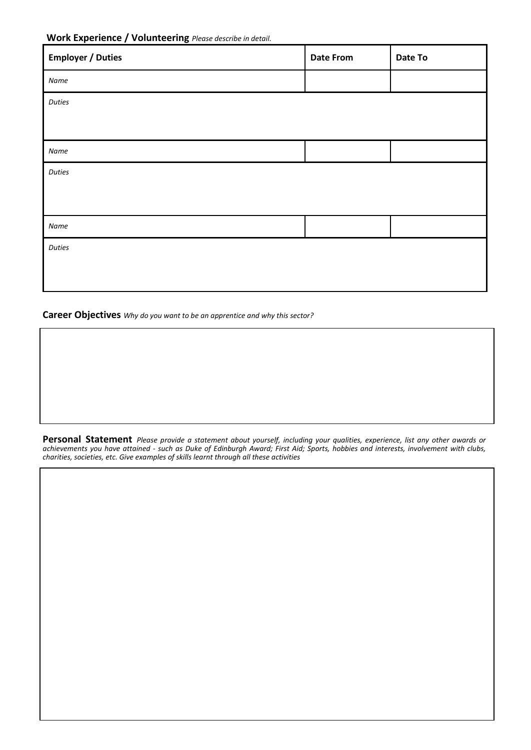**Work Experience / Volunteering** *Please describe in detail.*

| Employer / Duties | Date From | Date To |
|---|---|---|
| *Name* | | |
| *Duties* | | |
| *Name* | | |
| *Duties* | | |
| *Name* | | |
| *Duties* | | |

**Career Objectives** *Why do you want to be an apprentice and why this sector?*

**Personal Statement** *Please provide a statement about yourself, including your qualities, experience, list any other awards or achievements you have attained - such as Duke of Edinburgh Award; First Aid; Sports, hobbies and interests, involvement with clubs, charities, societies, etc. Give examples of skills learnt through all these activities*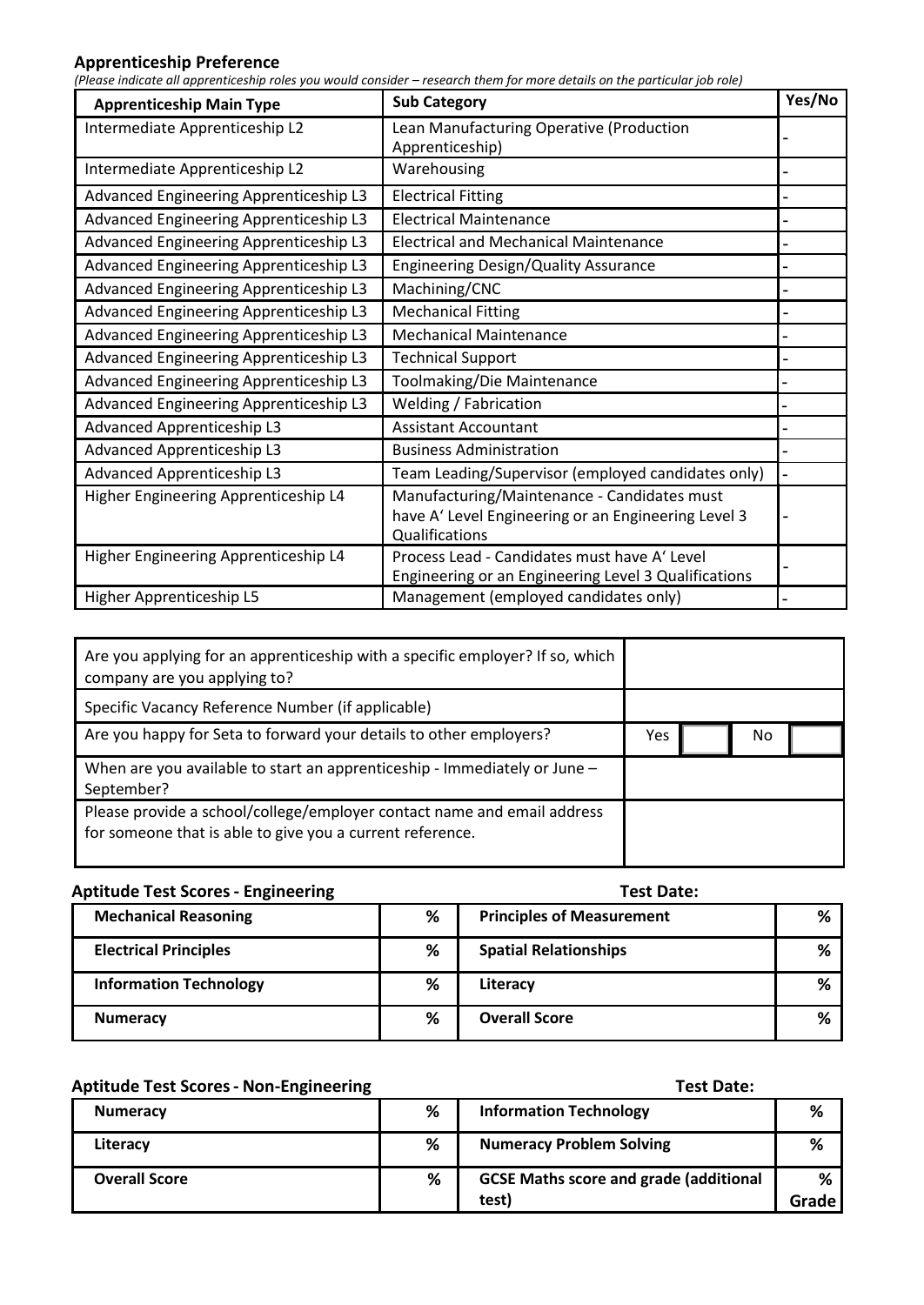**Apprenticeship Preference**

*(Please indicate all apprenticeship roles you would consider – research them for more details on the particular job role)*

| Apprenticeship Main Type | Sub Category | Yes/No |
|---|---|---|
| Intermediate Apprenticeship L2 | Lean Manufacturing Operative (Production Apprenticeship) | - |
| Intermediate Apprenticeship L2 | Warehousing | - |
| Advanced Engineering Apprenticeship L3 | Electrical Fitting | - |
| Advanced Engineering Apprenticeship L3 | Electrical Maintenance | - |
| Advanced Engineering Apprenticeship L3 | Electrical and Mechanical Maintenance | - |
| Advanced Engineering Apprenticeship L3 | Engineering Design/Quality Assurance | - |
| Advanced Engineering Apprenticeship L3 | Machining/CNC | - |
| Advanced Engineering Apprenticeship L3 | Mechanical Fitting | - |
| Advanced Engineering Apprenticeship L3 | Mechanical Maintenance | - |
| Advanced Engineering Apprenticeship L3 | Technical Support | - |
| Advanced Engineering Apprenticeship L3 | Toolmaking/Die Maintenance | - |
| Advanced Engineering Apprenticeship L3 | Welding / Fabrication | - |
| Advanced Apprenticeship L3 | Assistant Accountant | - |
| Advanced Apprenticeship L3 | Business Administration | - |
| Advanced Apprenticeship L3 | Team Leading/Supervisor (employed candidates only) | - |
| Higher Engineering Apprenticeship L4 | Manufacturing/Maintenance - Candidates must have A' Level Engineering or an Engineering Level 3 Qualifications | - |
| Higher Engineering Apprenticeship L4 | Process Lead - Candidates must have A' Level Engineering or an Engineering Level 3 Qualifications | - |
| Higher Apprenticeship L5 | Management (employed candidates only) | - |

| | | | | |
|---|---|---|---|---|
| Are you applying for an apprenticeship with a specific employer? If so, which company are you applying to? | | | | |
| Specific Vacancy Reference Number (if applicable) | | | | |
| Are you happy for Seta to forward your details to other employers? | Yes | | No | |
| When are you available to start an apprenticeship - Immediately or June – September? | | | | |
| Please provide a school/college/employer contact name and email address for someone that is able to give you a current reference. | | | | |

**Aptitude Test Scores - Engineering** **Test Date:**

| | | | |
|---|---|---|---|
| **Mechanical Reasoning** | % | **Principles of Measurement** | % |
| **Electrical Principles** | % | **Spatial Relationships** | % |
| **Information Technology** | % | **Literacy** | % |
| **Numeracy** | % | **Overall Score** | % |

**Aptitude Test Scores - Non-Engineering** **Test Date:**

| | | | |
|---|---|---|---|
| **Numeracy** | % | **Information Technology** | % |
| **Literacy** | % | **Numeracy Problem Solving** | % |
| **Overall Score** | % | **GCSE Maths score and grade (additional test)** | % Grade |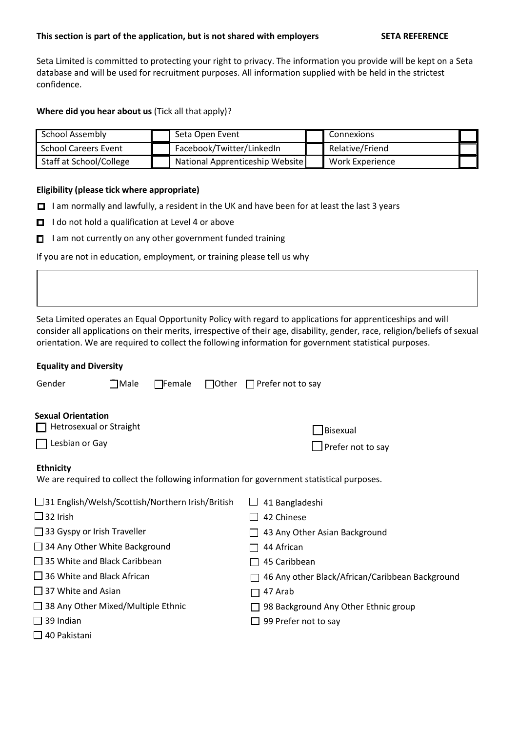**This section is part of the application, but is not shared with employers** **SETA REFERENCE**

Seta Limited is committed to protecting your right to privacy. The information you provide will be kept on a Seta database and will be used for recruitment purposes. All information supplied with be held in the strictest confidence.

**Where did you hear about us** (Tick all that apply)?

| | | | | | |
|---|---|---|---|---|---|
| School Assembly | | Seta Open Event | | Connexions | |
| School Careers Event | | Facebook/Twitter/LinkedIn | | Relative/Friend | |
| Staff at School/College | | National Apprenticeship Website | | Work Experience | |

**Eligibility (please tick where appropriate)**

- ☐ I am normally and lawfully, a resident in the UK and have been for at least the last 3 years
- ☐ I do not hold a qualification at Level 4 or above
- ☐ I am not currently on any other government funded training

If you are not in education, employment, or training please tell us why

Seta Limited operates an Equal Opportunity Policy with regard to applications for apprenticeships and will consider all applications on their merits, irrespective of their age, disability, gender, race, religion/beliefs of sexual orientation. We are required to collect the following information for government statistical purposes.

**Equality and Diversity**

Gender ☐ Male ☐ Female ☐ Other ☐ Prefer not to say

**Sexual Orientation**

- ☐ Hetrosexual or Straight
- ☐ Lesbian or Gay
- ☐ Bisexual
- ☐ Prefer not to say

**Ethnicity**

We are required to collect the following information for government statistical purposes.

- ☐ 31 English/Welsh/Scottish/Northern Irish/British
- ☐ 32 Irish
- ☐ 33 Gyspy or Irish Traveller
- ☐ 34 Any Other White Background
- ☐ 35 White and Black Caribbean
- ☐ 36 White and Black African
- ☐ 37 White and Asian
- ☐ 38 Any Other Mixed/Multiple Ethnic
- ☐ 39 Indian
- ☐ 40 Pakistani
- ☐ 41 Bangladeshi
- ☐ 42 Chinese
- ☐ 43 Any Other Asian Background
- ☐ 44 African
- ☐ 45 Caribbean
- ☐ 46 Any other Black/African/Caribbean Background
- ☐ 47 Arab
- ☐ 98 Background Any Other Ethnic group
- ☐ 99 Prefer not to say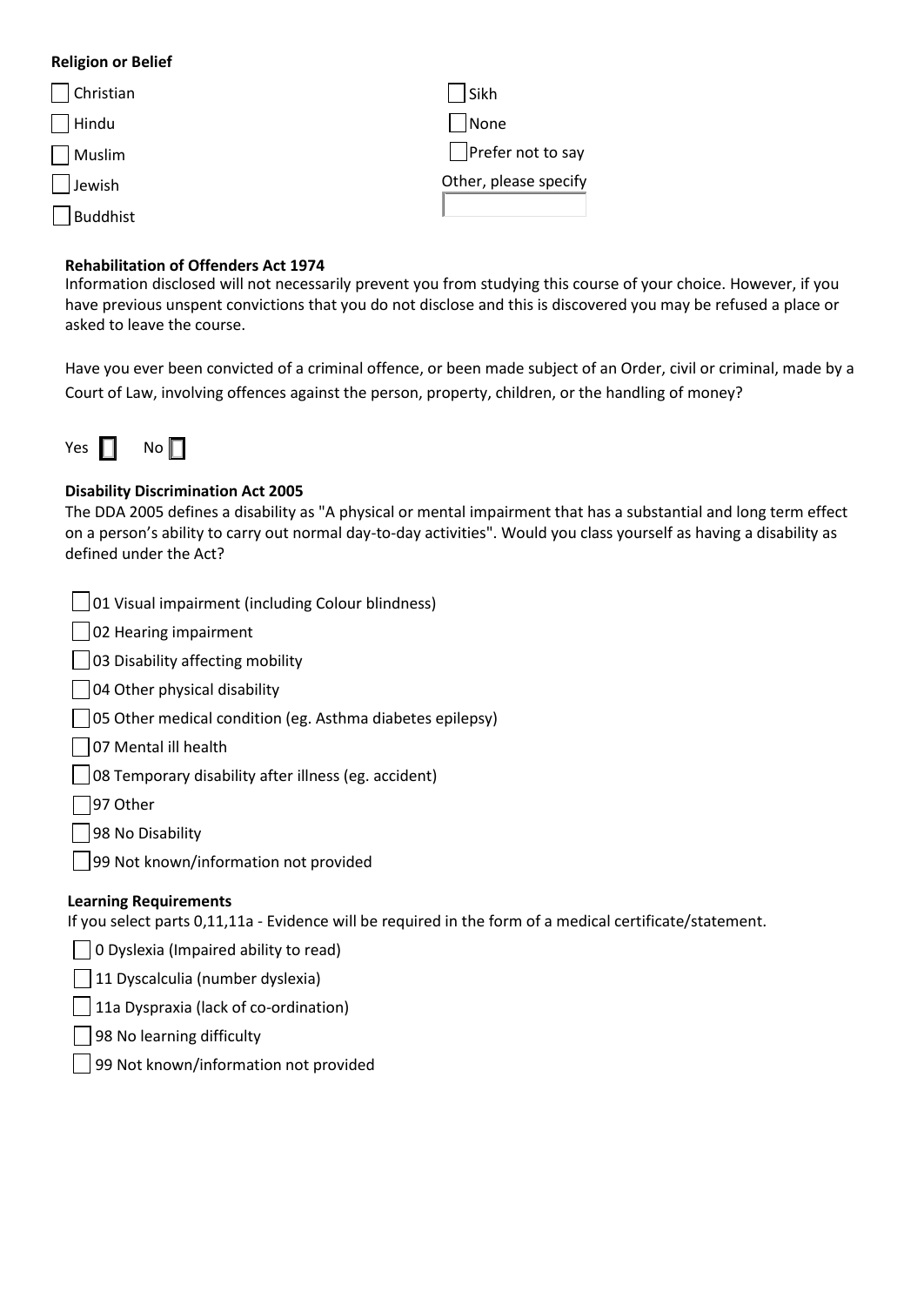**Religion or Belief**

- ☐ Christian
- ☐ Hindu
- ☐ Muslim
- ☐ Jewish
- ☐ Buddhist
- ☐ Sikh
- ☐ None
- ☐ Prefer not to say

Other, please specify

**Rehabilitation of Offenders Act 1974**

Information disclosed will not necessarily prevent you from studying this course of your choice. However, if you have previous unspent convictions that you do not disclose and this is discovered you may be refused a place or asked to leave the course.

Have you ever been convicted of a criminal offence, or been made subject of an Order, civil or criminal, made by a Court of Law, involving offences against the person, property, children, or the handling of money?

Yes ☐ No ☐

**Disability Discrimination Act 2005**

The DDA 2005 defines a disability as "A physical or mental impairment that has a substantial and long term effect on a person's ability to carry out normal day-to-day activities". Would you class yourself as having a disability as defined under the Act?

- ☐ 01 Visual impairment (including Colour blindness)
- ☐ 02 Hearing impairment
- ☐ 03 Disability affecting mobility
- ☐ 04 Other physical disability
- ☐ 05 Other medical condition (eg. Asthma diabetes epilepsy)
- ☐ 07 Mental ill health
- ☐ 08 Temporary disability after illness (eg. accident)
- ☐ 97 Other
- ☐ 98 No Disability
- ☐ 99 Not known/information not provided

**Learning Requirements**

If you select parts 0,11,11a - Evidence will be required in the form of a medical certificate/statement.

- ☐ 0 Dyslexia (Impaired ability to read)
- ☐ 11 Dyscalculia (number dyslexia)
- ☐ 11a Dyspraxia (lack of co-ordination)
- ☐ 98 No learning difficulty
- ☐ 99 Not known/information not provided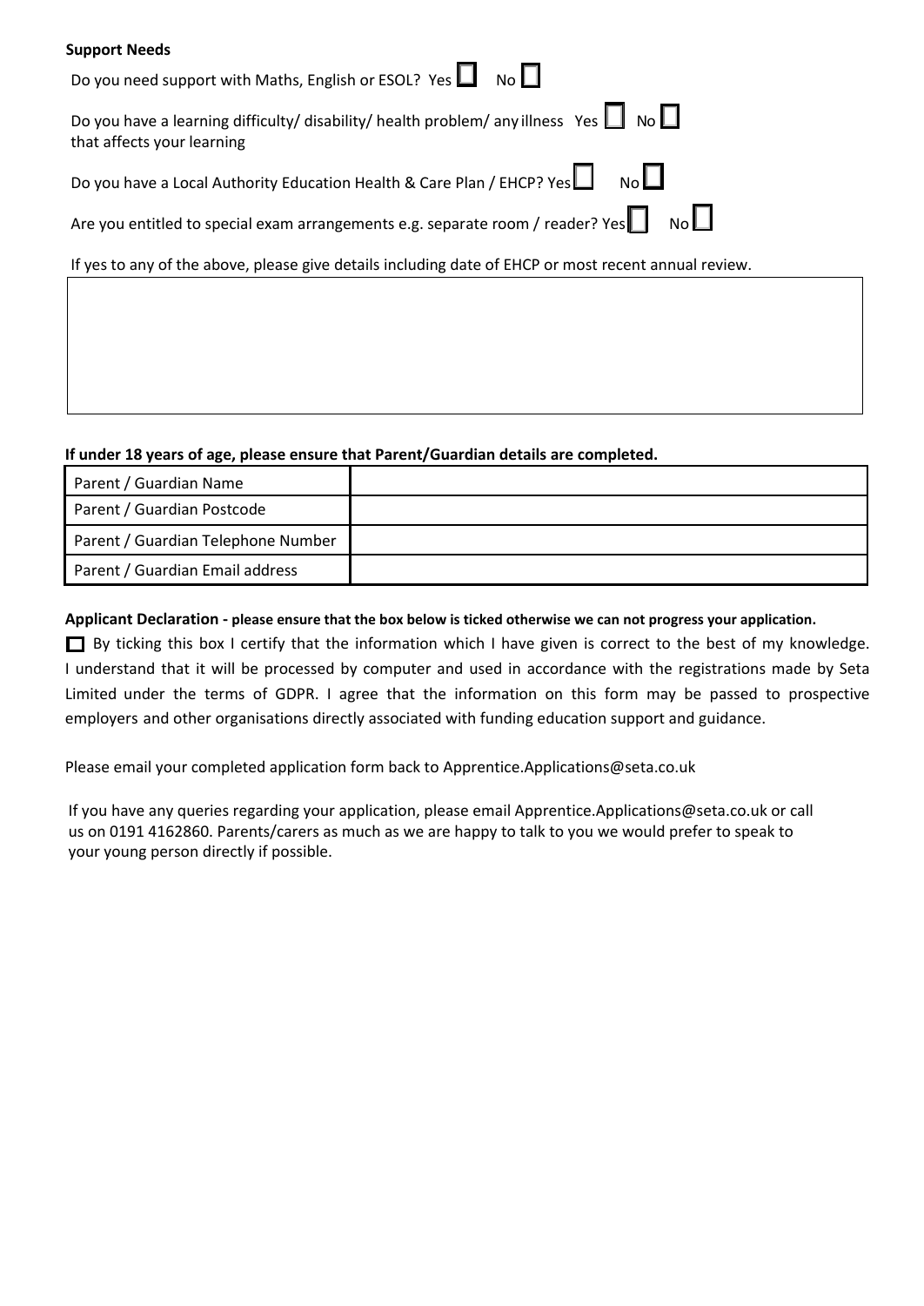**Support Needs**

Do you need support with Maths, English or ESOL? Yes ☐ No ☐

Do you have a learning difficulty/ disability/ health problem/ any illness that affects your learning Yes ☐ No ☐

Do you have a Local Authority Education Health & Care Plan / EHCP? Yes ☐ No ☐

Are you entitled to special exam arrangements e.g. separate room / reader? Yes ☐ No ☐

If yes to any of the above, please give details including date of EHCP or most recent annual review.

| |
|---|
| |

**If under 18 years of age, please ensure that Parent/Guardian details are completed.**

| | |
|---|---|
| Parent / Guardian Name | |
| Parent / Guardian Postcode | |
| Parent / Guardian Telephone Number | |
| Parent / Guardian Email address | |

**Applicant Declaration - please ensure that the box below is ticked otherwise we can not progress your application.**

☐ By ticking this box I certify that the information which I have given is correct to the best of my knowledge. I understand that it will be processed by computer and used in accordance with the registrations made by Seta Limited under the terms of GDPR. I agree that the information on this form may be passed to prospective employers and other organisations directly associated with funding education support and guidance.

Please email your completed application form back to Apprentice.Applications@seta.co.uk

If you have any queries regarding your application, please email Apprentice.Applications@seta.co.uk or call us on 0191 4162860. Parents/carers as much as we are happy to talk to you we would prefer to speak to your young person directly if possible.